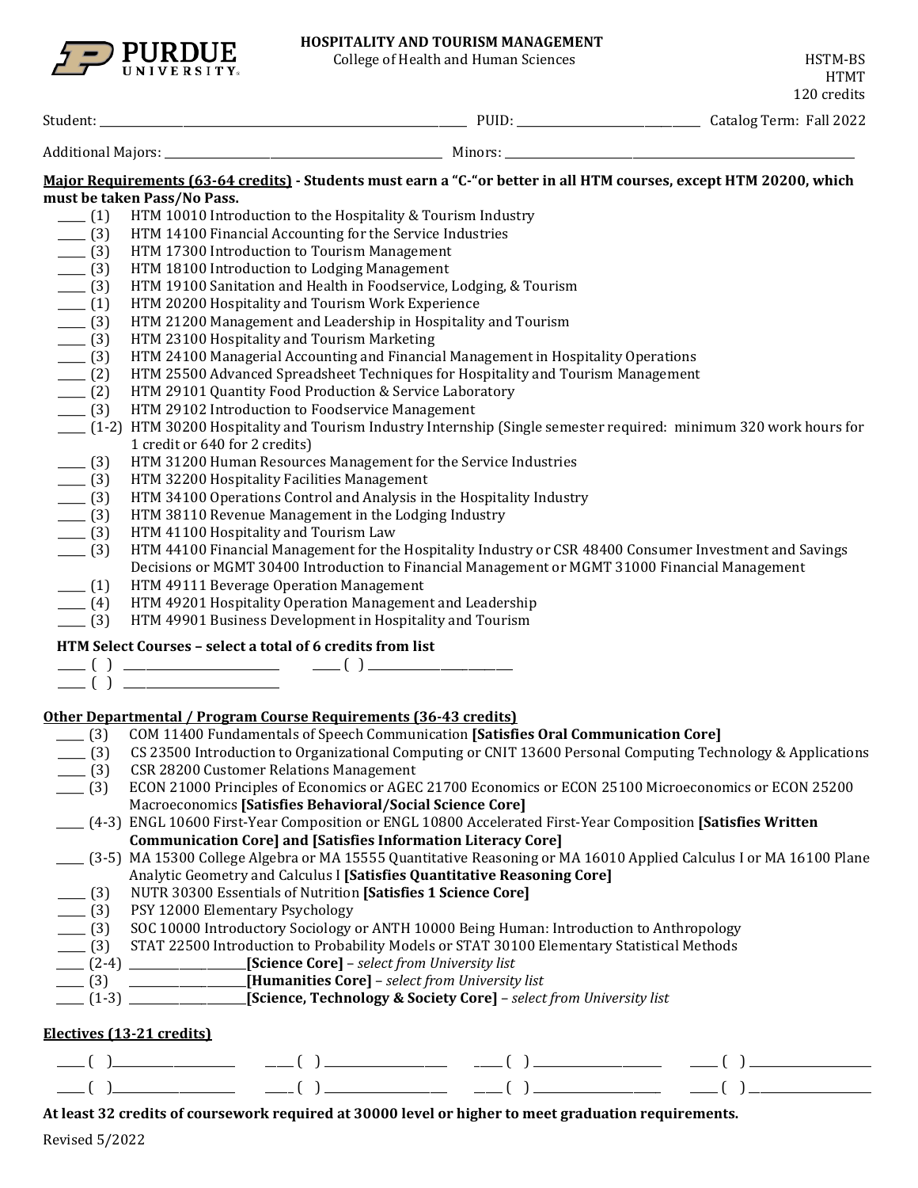# HOSPITALITY AND TOURISM MANAGEMENT

College of Health and Human Sciences

HSTM-BS
HTMT
120 credits

Student: ______________________________ PUID: ____________________ Catalog Term: Fall 2022

Additional Majors: ______________________________ Minors: ______________________________

## Major Requirements (63-64 credits) - Students must earn a "C-"or better in all HTM courses, except HTM 20200, which must be taken Pass/No Pass.

- ____ (1) HTM 10010 Introduction to the Hospitality & Tourism Industry
- ____ (3) HTM 14100 Financial Accounting for the Service Industries
- ____ (3) HTM 17300 Introduction to Tourism Management
- ____ (3) HTM 18100 Introduction to Lodging Management
- ____ (3) HTM 19100 Sanitation and Health in Foodservice, Lodging, & Tourism
- ____ (1) HTM 20200 Hospitality and Tourism Work Experience
- ____ (3) HTM 21200 Management and Leadership in Hospitality and Tourism
- ____ (3) HTM 23100 Hospitality and Tourism Marketing
- ____ (3) HTM 24100 Managerial Accounting and Financial Management in Hospitality Operations
- ____ (2) HTM 25500 Advanced Spreadsheet Techniques for Hospitality and Tourism Management
- ____ (2) HTM 29101 Quantity Food Production & Service Laboratory
- ____ (3) HTM 29102 Introduction to Foodservice Management
- ____ (1-2) HTM 30200 Hospitality and Tourism Industry Internship (Single semester required: minimum 320 work hours for 1 credit or 640 for 2 credits)
- ____ (3) HTM 31200 Human Resources Management for the Service Industries
- ____ (3) HTM 32200 Hospitality Facilities Management
- ____ (3) HTM 34100 Operations Control and Analysis in the Hospitality Industry
- ____ (3) HTM 38110 Revenue Management in the Lodging Industry
- ____ (3) HTM 41100 Hospitality and Tourism Law
- ____ (3) HTM 44100 Financial Management for the Hospitality Industry or CSR 48400 Consumer Investment and Savings Decisions or MGMT 30400 Introduction to Financial Management or MGMT 31000 Financial Management
- ____ (1) HTM 49111 Beverage Operation Management
- ____ (4) HTM 49201 Hospitality Operation Management and Leadership
- ____ (3) HTM 49901 Business Development in Hospitality and Tourism

### HTM Select Courses – select a total of 6 credits from list

____ ( ) ____________________ ____ ( ) ____________________

____ ( ) ____________________

## Other Departmental / Program Course Requirements (36-43 credits)

- ____ (3) COM 11400 Fundamentals of Speech Communication **[Satisfies Oral Communication Core]**
- ____ (3) CS 23500 Introduction to Organizational Computing or CNIT 13600 Personal Computing Technology & Applications
- ____ (3) CSR 28200 Customer Relations Management
- ____ (3) ECON 21000 Principles of Economics or AGEC 21700 Economics or ECON 25100 Microeconomics or ECON 25200 Macroeconomics **[Satisfies Behavioral/Social Science Core]**
- ____ (4-3) ENGL 10600 First-Year Composition or ENGL 10800 Accelerated First-Year Composition **[Satisfies Written Communication Core] and [Satisfies Information Literacy Core]**
- ____ (3-5) MA 15300 College Algebra or MA 15555 Quantitative Reasoning or MA 16010 Applied Calculus I or MA 16100 Plane Analytic Geometry and Calculus I **[Satisfies Quantitative Reasoning Core]**
- ____ (3) NUTR 30300 Essentials of Nutrition **[Satisfies 1 Science Core]**
- ____ (3) PSY 12000 Elementary Psychology
- ____ (3) SOC 10000 Introductory Sociology or ANTH 10000 Being Human: Introduction to Anthropology
- ____ (3) STAT 22500 Introduction to Probability Models or STAT 30100 Elementary Statistical Methods
- ____ (2-4) ____________**[Science Core]** – *select from University list*
- ____ (3) ____________**[Humanities Core]** – *select from University list*
- ____ (1-3) ____________**[Science, Technology & Society Core]** – *select from University list*

## Electives (13-21 credits)

____ ( )____________ ____ ( ) ____________ ____ ( ) ____________ ____ ( ) ____________

____ ( )____________ ____ ( ) ____________ ____ ( ) ____________ ____ ( ) ____________

**At least 32 credits of coursework required at 30000 level or higher to meet graduation requirements.**

Revised 5/2022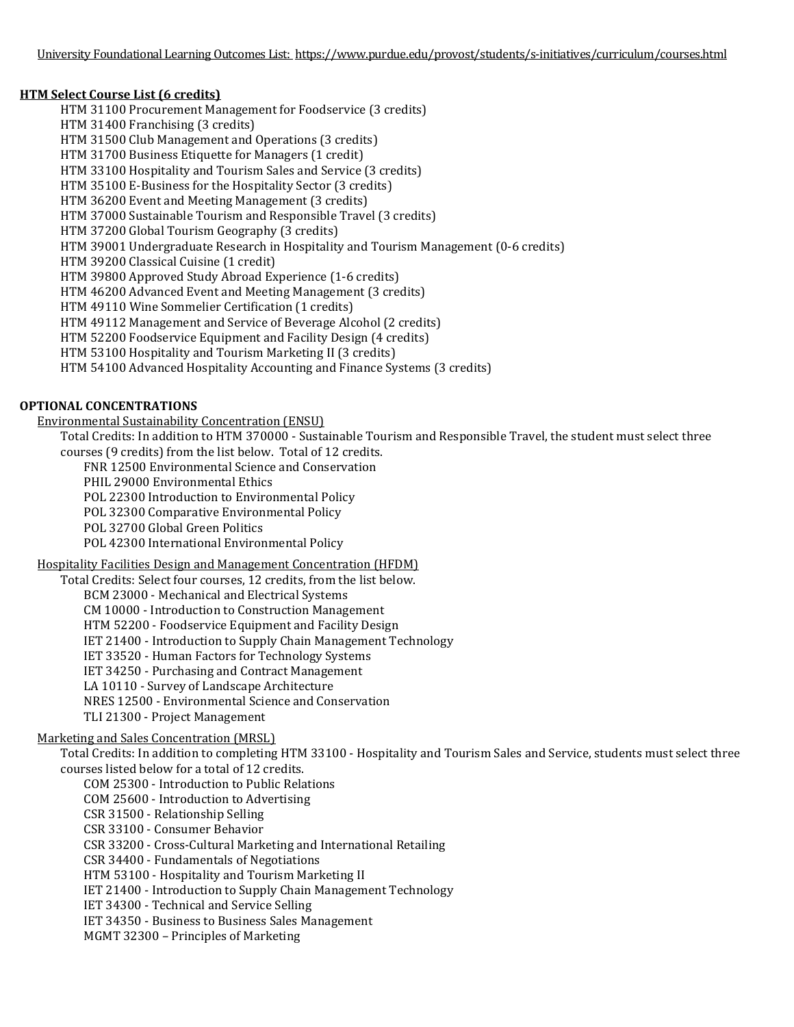University Foundational Learning Outcomes List: https://www.purdue.edu/provost/students/s-initiatives/curriculum/courses.html

**HTM Select Course List (6 credits)**

- HTM 31100 Procurement Management for Foodservice (3 credits)
- HTM 31400 Franchising (3 credits)
- HTM 31500 Club Management and Operations (3 credits)
- HTM 31700 Business Etiquette for Managers (1 credit)
- HTM 33100 Hospitality and Tourism Sales and Service (3 credits)
- HTM 35100 E-Business for the Hospitality Sector (3 credits)
- HTM 36200 Event and Meeting Management (3 credits)
- HTM 37000 Sustainable Tourism and Responsible Travel (3 credits)
- HTM 37200 Global Tourism Geography (3 credits)
- HTM 39001 Undergraduate Research in Hospitality and Tourism Management (0-6 credits)
- HTM 39200 Classical Cuisine (1 credit)
- HTM 39800 Approved Study Abroad Experience (1-6 credits)
- HTM 46200 Advanced Event and Meeting Management (3 credits)
- HTM 49110 Wine Sommelier Certification (1 credits)
- HTM 49112 Management and Service of Beverage Alcohol (2 credits)
- HTM 52200 Foodservice Equipment and Facility Design (4 credits)
- HTM 53100 Hospitality and Tourism Marketing II (3 credits)
- HTM 54100 Advanced Hospitality Accounting and Finance Systems (3 credits)

**OPTIONAL CONCENTRATIONS**

Environmental Sustainability Concentration (ENSU)

Total Credits: In addition to HTM 370000 - Sustainable Tourism and Responsible Travel, the student must select three courses (9 credits) from the list below. Total of 12 credits.

- FNR 12500 Environmental Science and Conservation
- PHIL 29000 Environmental Ethics
- POL 22300 Introduction to Environmental Policy
- POL 32300 Comparative Environmental Policy
- POL 32700 Global Green Politics
- POL 42300 International Environmental Policy

Hospitality Facilities Design and Management Concentration (HFDM)

Total Credits: Select four courses, 12 credits, from the list below.

- BCM 23000 - Mechanical and Electrical Systems
- CM 10000 - Introduction to Construction Management
- HTM 52200 - Foodservice Equipment and Facility Design
- IET 21400 - Introduction to Supply Chain Management Technology
- IET 33520 - Human Factors for Technology Systems
- IET 34250 - Purchasing and Contract Management
- LA 10110 - Survey of Landscape Architecture
- NRES 12500 - Environmental Science and Conservation
- TLI 21300 - Project Management

Marketing and Sales Concentration (MRSL)

Total Credits: In addition to completing HTM 33100 - Hospitality and Tourism Sales and Service, students must select three courses listed below for a total of 12 credits.

- COM 25300 - Introduction to Public Relations
- COM 25600 - Introduction to Advertising
- CSR 31500 - Relationship Selling
- CSR 33100 - Consumer Behavior
- CSR 33200 - Cross-Cultural Marketing and International Retailing
- CSR 34400 - Fundamentals of Negotiations
- HTM 53100 - Hospitality and Tourism Marketing II
- IET 21400 - Introduction to Supply Chain Management Technology
- IET 34300 - Technical and Service Selling
- IET 34350 - Business to Business Sales Management
- MGMT 32300 – Principles of Marketing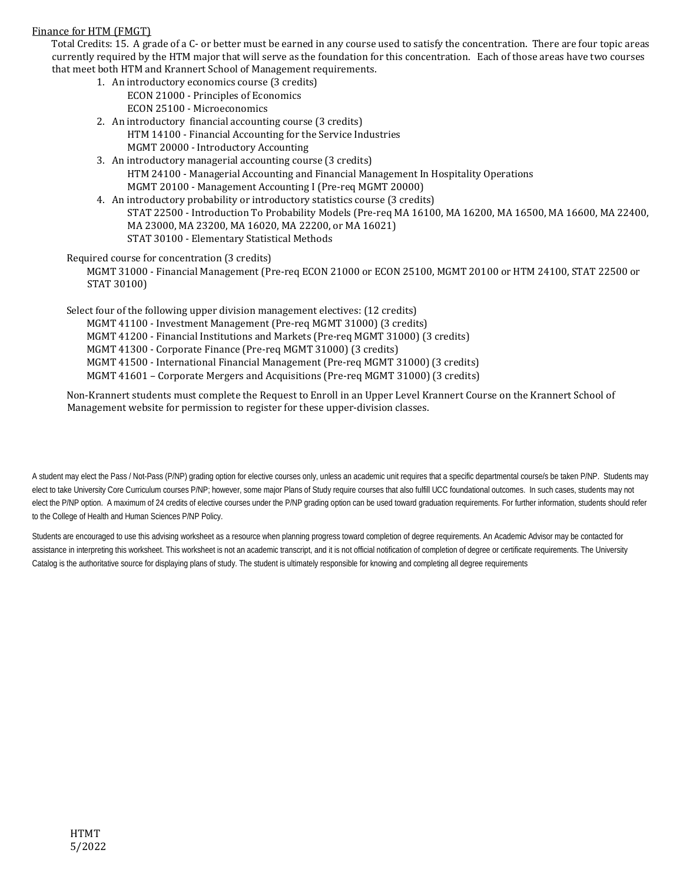<u>Finance for HTM (FMGT)</u>

Total Credits: 15. A grade of a C- or better must be earned in any course used to satisfy the concentration. There are four topic areas currently required by the HTM major that will serve as the foundation for this concentration. Each of those areas have two courses that meet both HTM and Krannert School of Management requirements.

1. An introductory economics course (3 credits)
   - ECON 21000 - Principles of Economics
   - ECON 25100 - Microeconomics
2. An introductory financial accounting course (3 credits)
   - HTM 14100 - Financial Accounting for the Service Industries
   - MGMT 20000 - Introductory Accounting
3. An introductory managerial accounting course (3 credits)
   - HTM 24100 - Managerial Accounting and Financial Management In Hospitality Operations
   - MGMT 20100 - Management Accounting I (Pre-req MGMT 20000)
4. An introductory probability or introductory statistics course (3 credits)
   - STAT 22500 - Introduction To Probability Models (Pre-req MA 16100, MA 16200, MA 16500, MA 16600, MA 22400, MA 23000, MA 23200, MA 16020, MA 22200, or MA 16021)
   - STAT 30100 - Elementary Statistical Methods

Required course for concentration (3 credits)

MGMT 31000 - Financial Management (Pre-req ECON 21000 or ECON 25100, MGMT 20100 or HTM 24100, STAT 22500 or STAT 30100)

Select four of the following upper division management electives: (12 credits)

MGMT 41100 - Investment Management (Pre-req MGMT 31000) (3 credits)
MGMT 41200 - Financial Institutions and Markets (Pre-req MGMT 31000) (3 credits)
MGMT 41300 - Corporate Finance (Pre-req MGMT 31000) (3 credits)
MGMT 41500 - International Financial Management (Pre-req MGMT 31000) (3 credits)
MGMT 41601 – Corporate Mergers and Acquisitions (Pre-req MGMT 31000) (3 credits)

Non-Krannert students must complete the Request to Enroll in an Upper Level Krannert Course on the Krannert School of Management website for permission to register for these upper-division classes.

A student may elect the Pass / Not-Pass (P/NP) grading option for elective courses only, unless an academic unit requires that a specific departmental course/s be taken P/NP. Students may elect to take University Core Curriculum courses P/NP; however, some major Plans of Study require courses that also fulfill UCC foundational outcomes. In such cases, students may not elect the P/NP option. A maximum of 24 credits of elective courses under the P/NP grading option can be used toward graduation requirements. For further information, students should refer to the College of Health and Human Sciences P/NP Policy.

Students are encouraged to use this advising worksheet as a resource when planning progress toward completion of degree requirements. An Academic Advisor may be contacted for assistance in interpreting this worksheet. This worksheet is not an academic transcript, and it is not official notification of completion of degree or certificate requirements. The University Catalog is the authoritative source for displaying plans of study. The student is ultimately responsible for knowing and completing all degree requirements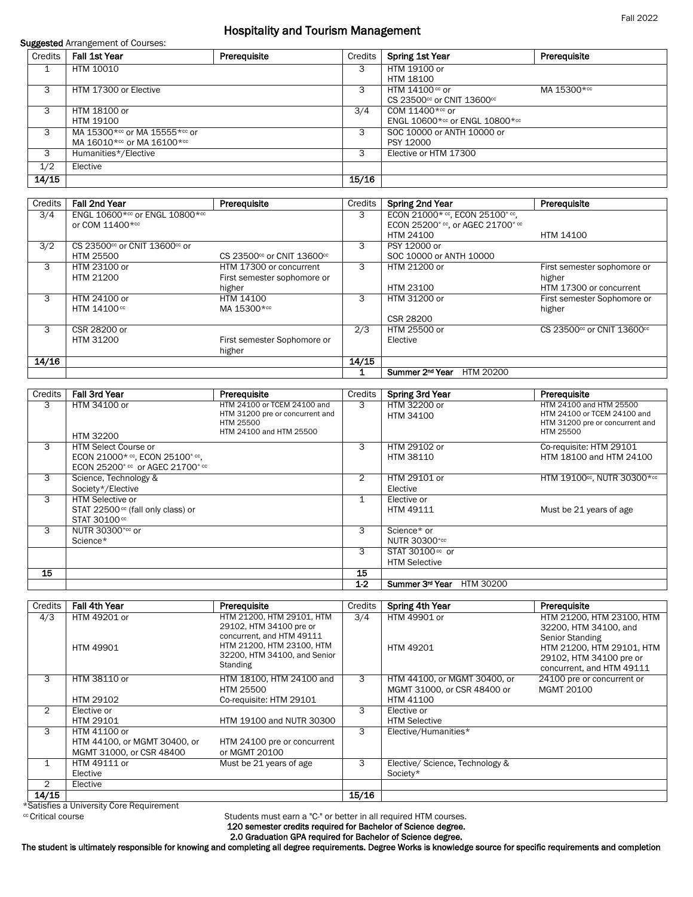# Hospitality and Tourism Management

Fall 2022

**Suggested** Arrangement of Courses:

| Credits | Fall 1st Year | Prerequisite | Credits | Spring 1st Year | Prerequisite |
|---|---|---|---|---|---|
| 1 | HTM 10010 | | 3 | HTM 19100 or HTM 18100 | |
| 3 | HTM 17300 or Elective | | 3 | HTM 14100 cc or CS 23500cc or CNIT 13600cc | MA 15300*cc |
| 3 | HTM 18100 or HTM 19100 | | 3/4 | COM 11400*cc or ENGL 10600*cc or ENGL 10800*cc | |
| 3 | MA 15300*cc or MA 15555*cc or MA 16010*cc or MA 16100*cc | | 3 | SOC 10000 or ANTH 10000 or PSY 12000 | |
| 3 | Humanities*/Elective | | 3 | Elective or HTM 17300 | |
| 1/2 | Elective | | | | |
| **14/15** | | | **15/16** | | |

| Credits | Fall 2nd Year | Prerequisite | Credits | Spring 2nd Year | Prerequisite |
|---|---|---|---|---|---|
| 3/4 | ENGL 10600*cc or ENGL 10800*cc or COM 11400*cc | | 3 | ECON 21000* cc, ECON 25100* cc, ECON 25200* cc, or AGEC 21700* cc HTM 24100 | HTM 14100 |
| 3/2 | CS 23500cc or CNIT 13600cc or HTM 25500 | CS 23500cc or CNIT 13600cc | 3 | PSY 12000 or SOC 10000 or ANTH 10000 | |
| 3 | HTM 23100 or HTM 21200 | HTM 17300 or concurrent First semester sophomore or higher | 3 | HTM 21200 or HTM 23100 | First semester sophomore or higher HTM 17300 or concurrent |
| 3 | HTM 24100 or HTM 14100 cc | HTM 14100 MA 15300*cc | 3 | HTM 31200 or CSR 28200 | First semester Sophomore or higher |
| 3 | CSR 28200 or HTM 31200 | First semester Sophomore or higher | 2/3 | HTM 25500 or Elective | CS 23500cc or CNIT 13600cc |
| **14/16** | | | **14/15** | | |
| | | | **1** | **Summer 2nd Year** HTM 20200 | |

| Credits | Fall 3rd Year | Prerequisite | Credits | Spring 3rd Year | Prerequisite |
|---|---|---|---|---|---|
| 3 | HTM 34100 or HTM 32200 | HTM 24100 or TCEM 24100 and HTM 31200 pre or concurrent and HTM 25500 HTM 24100 and HTM 25500 | 3 | HTM 32200 or HTM 34100 | HTM 24100 and HTM 25500 HTM 24100 or TCEM 24100 and HTM 31200 pre or concurrent and HTM 25500 |
| 3 | HTM Select Course or ECON 21000* cc, ECON 25100* cc, ECON 25200* cc or AGEC 21700* cc | | 3 | HTM 29102 or HTM 38110 | Co-requisite: HTM 29101 HTM 18100 and HTM 24100 |
| 3 | Science, Technology & Society*/Elective | | 2 | HTM 29101 or Elective | HTM 19100cc, NUTR 30300*cc |
| 3 | HTM Selective or STAT 22500 cc (fall only class) or STAT 30100 cc | | 1 | Elective or HTM 49111 | Must be 21 years of age |
| 3 | NUTR 30300*cc or Science* | | 3 | Science* or NUTR 30300*cc | |
| | | | 3 | STAT 30100 cc or HTM Selective | |
| **15** | | | **15** | | |
| | | | **1-2** | **Summer 3rd Year** HTM 30200 | |

| Credits | Fall 4th Year | Prerequisite | Credits | Spring 4th Year | Prerequisite |
|---|---|---|---|---|---|
| 4/3 | HTM 49201 or HTM 49901 | HTM 21200, HTM 29101, HTM 29102, HTM 34100 pre or concurrent, and HTM 49111 HTM 21200, HTM 23100, HTM 32200, HTM 34100, and Senior Standing | 3/4 | HTM 49901 or HTM 49201 | HTM 21200, HTM 23100, HTM 32200, HTM 34100, and Senior Standing HTM 21200, HTM 29101, HTM 29102, HTM 34100 pre or concurrent, and HTM 49111 |
| 3 | HTM 38110 or HTM 29102 | HTM 18100, HTM 24100 and HTM 25500 Co-requisite: HTM 29101 | 3 | HTM 44100, or MGMT 30400, or MGMT 31000, or CSR 48400 or HTM 41100 | 24100 pre or concurrent or MGMT 20100 |
| 2 | Elective or HTM 29101 | HTM 19100 and NUTR 30300 | 3 | Elective or HTM Selective | |
| 3 | HTM 41100 or HTM 44100, or MGMT 30400, or MGMT 31000, or CSR 48400 | HTM 24100 pre or concurrent or MGMT 20100 | 3 | Elective/Humanities* | |
| 1 | HTM 49111 or Elective | Must be 21 years of age | 3 | Elective/ Science, Technology & Society* | |
| 2 | Elective | | | | |
| **14/15** | | | **15/16** | | |

*Satisfies a University Core Requirement

cc Critical course

Students must earn a "C-" or better in all required HTM courses.

**120 semester credits required for Bachelor of Science degree.**

**2.0 Graduation GPA required for Bachelor of Science degree.**

**The student is ultimately responsible for knowing and completing all degree requirements. Degree Works is knowledge source for specific requirements and completion**